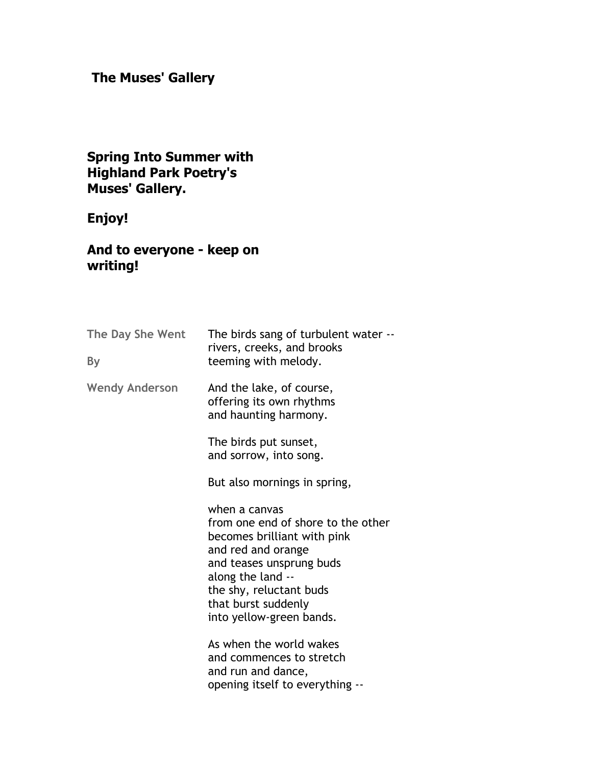# The Muses' Gallery

**Spring Into Summer with Highland Park Poetry's Muses' Gallery.**

**Enjoy!**

**And to everyone - keep on writing!**

## The Day She Went

By

Wendy Anderson

The birds sang of turbulent water --
rivers, creeks, and brooks
teeming with melody.

And the lake, of course,
offering its own rhythms
and haunting harmony.

The birds put sunset,
and sorrow, into song.

But also mornings in spring,

when a canvas
from one end of shore to the other
becomes brilliant with pink
and red and orange
and teases unsprung buds
along the land --
the shy, reluctant buds
that burst suddenly
into yellow-green bands.

As when the world wakes
and commences to stretch
and run and dance,
opening itself to everything --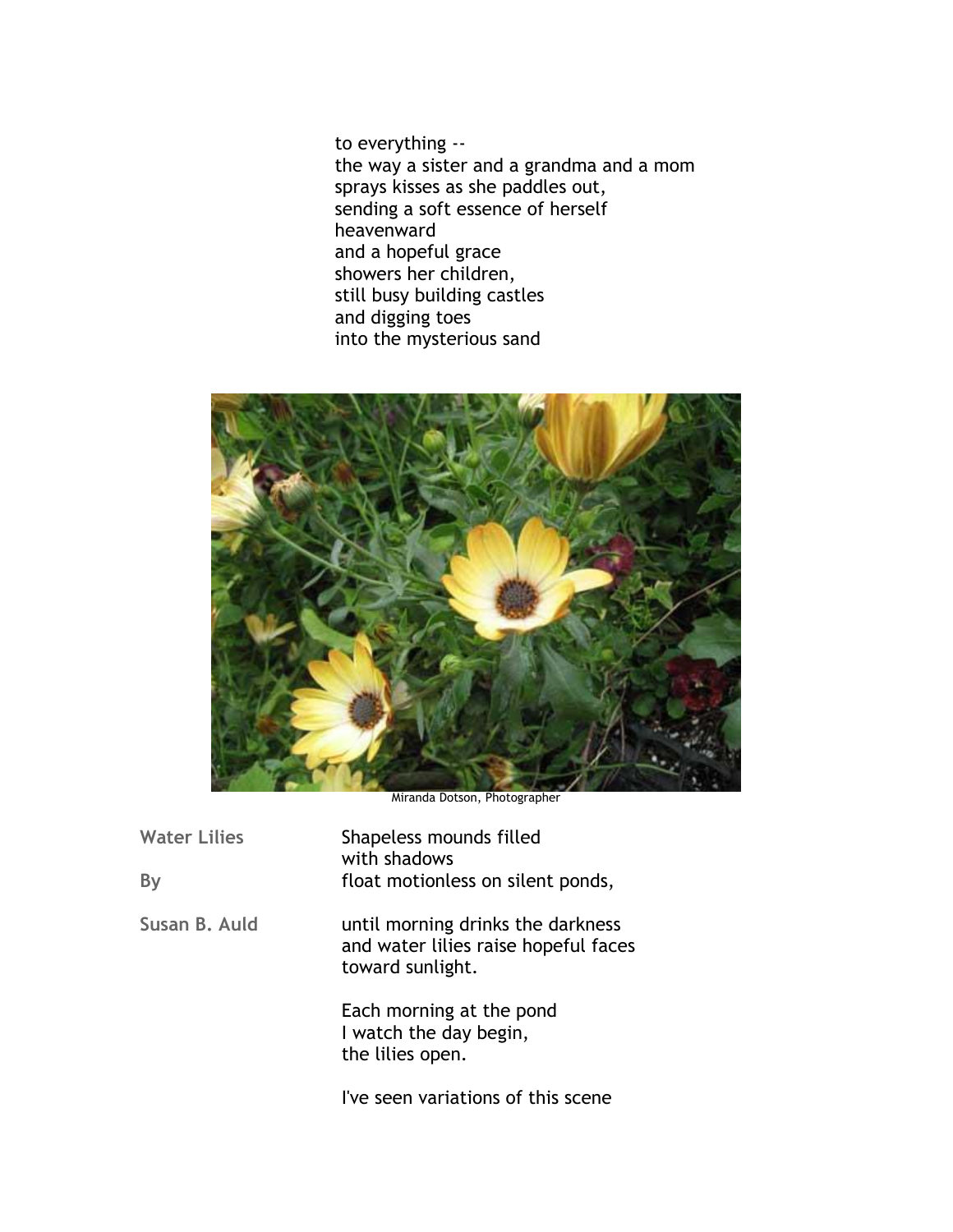to everything --
the way a sister and a grandma and a mom
sprays kisses as she paddles out,
sending a soft essence of herself
heavenward
and a hopeful grace
showers her children,
still busy building castles
and digging toes
into the mysterious sand

Miranda Dotson, Photographer

**Water Lilies**

**By**

**Susan B. Auld**

Shapeless mounds filled
with shadows
float motionless on silent ponds,

until morning drinks the darkness
and water lilies raise hopeful faces
toward sunlight.

Each morning at the pond
I watch the day begin,
the lilies open.

I've seen variations of this scene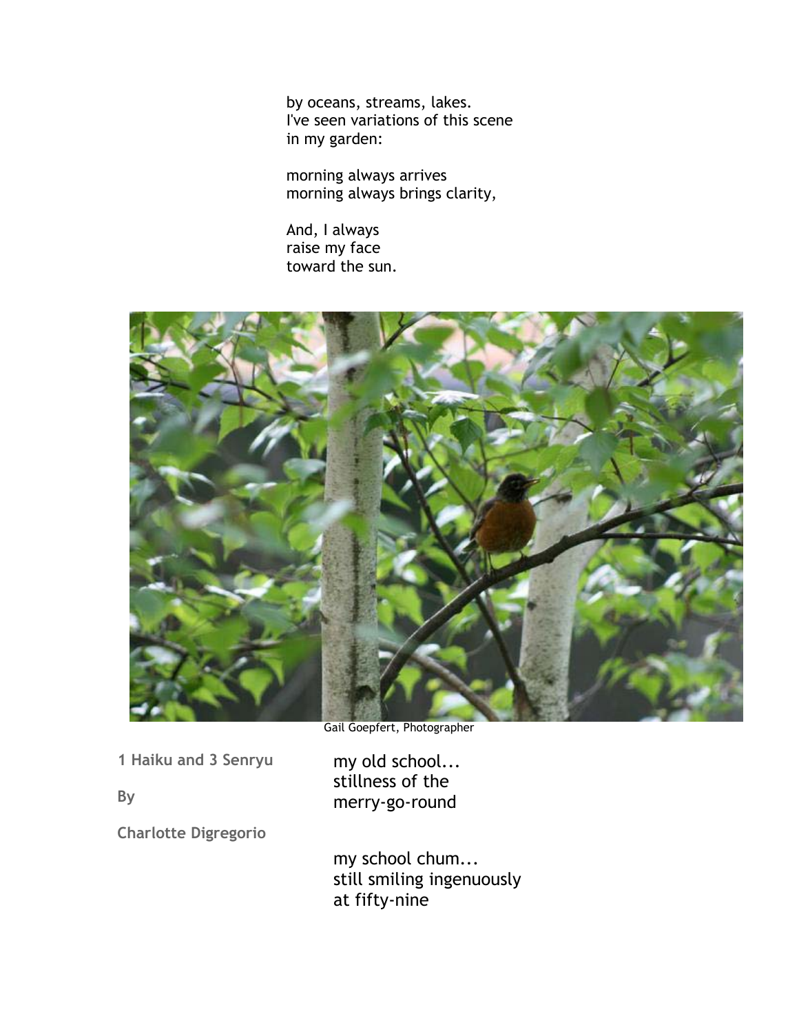by oceans, streams, lakes.
I've seen variations of this scene
in my garden:

morning always arrives
morning always brings clarity,

And, I always
raise my face
toward the sun.

Gail Goepfert, Photographer

**1 Haiku and 3 Senryu**

**By**

**Charlotte Digregorio**

my old school...
stillness of the
merry-go-round

my school chum...
still smiling ingenuously
at fifty-nine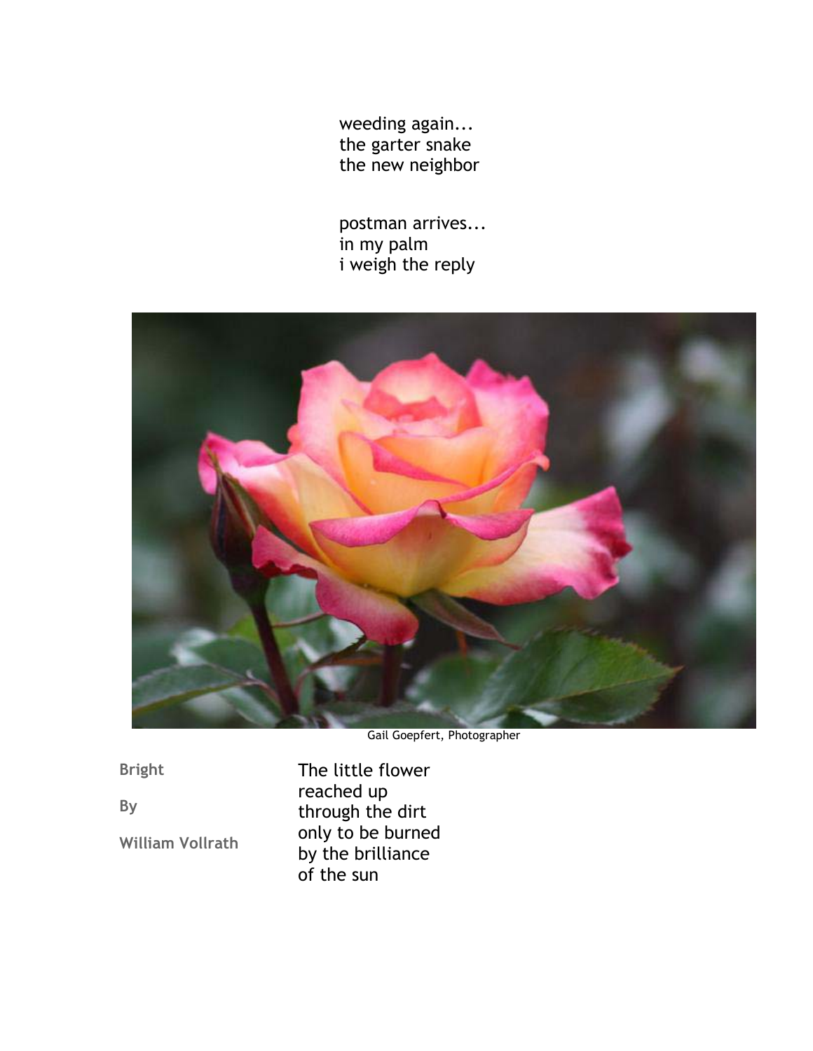weeding again...
the garter snake
the new neighbor

postman arrives...
in my palm
i weigh the reply

Gail Goepfert, Photographer

**Bright**

**By**

**William Vollrath**

The little flower
reached up
through the dirt
only to be burned
by the brilliance
of the sun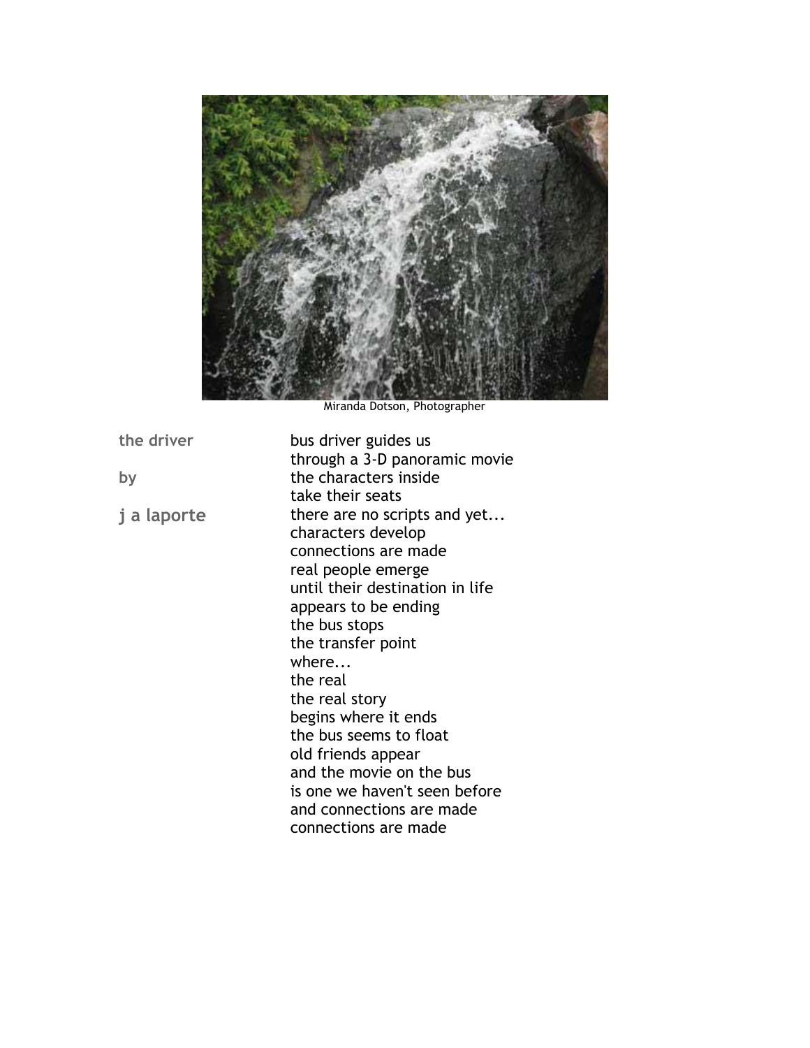Miranda Dotson, Photographer

**the driver**

**by**

**j a laporte**

bus driver guides us
through a 3-D panoramic movie
the characters inside
take their seats
there are no scripts and yet...
characters develop
connections are made
real people emerge
until their destination in life
appears to be ending
the bus stops
the transfer point
where...
the real
the real story
begins where it ends
the bus seems to float
old friends appear
and the movie on the bus
is one we haven't seen before
and connections are made
connections are made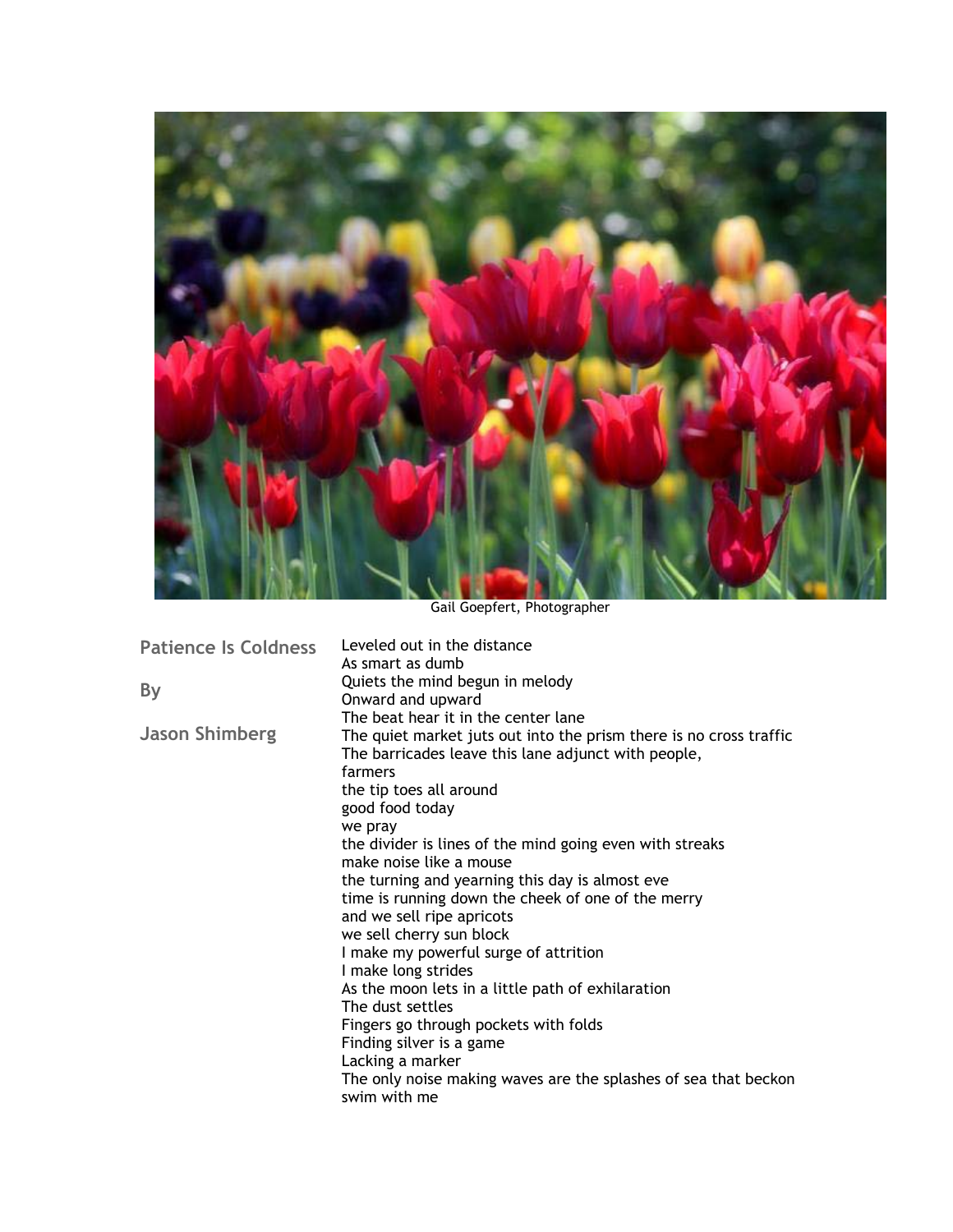Gail Goepfert, Photographer

## Patience Is Coldness

By

Jason Shimberg

Leveled out in the distance
As smart as dumb
Quiets the mind begun in melody
Onward and upward
The beat hear it in the center lane
The quiet market juts out into the prism there is no cross traffic
The barricades leave this lane adjunct with people,
farmers
the tip toes all around
good food today
we pray
the divider is lines of the mind going even with streaks
make noise like a mouse
the turning and yearning this day is almost eve
time is running down the cheek of one of the merry
and we sell ripe apricots
we sell cherry sun block
I make my powerful surge of attrition
I make long strides
As the moon lets in a little path of exhilaration
The dust settles
Fingers go through pockets with folds
Finding silver is a game
Lacking a marker
The only noise making waves are the splashes of sea that beckon
swim with me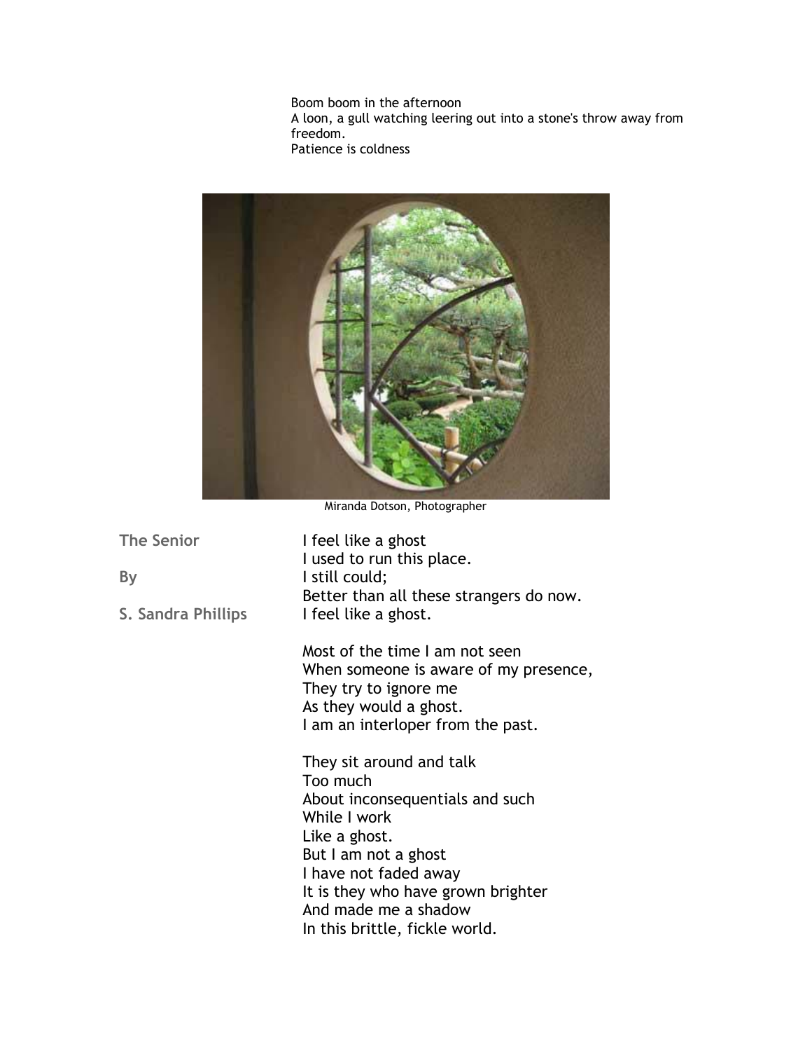Boom boom in the afternoon
A loon, a gull watching leering out into a stone's throw away from freedom.
Patience is coldness

Miranda Dotson, Photographer

**The Senior**

**By**

**S. Sandra Phillips**

I feel like a ghost
I used to run this place.
I still could;
Better than all these strangers do now.
I feel like a ghost.

Most of the time I am not seen
When someone is aware of my presence,
They try to ignore me
As they would a ghost.
I am an interloper from the past.

They sit around and talk
Too much
About inconsequentials and such
While I work
Like a ghost.
But I am not a ghost
I have not faded away
It is they who have grown brighter
And made me a shadow
In this brittle, fickle world.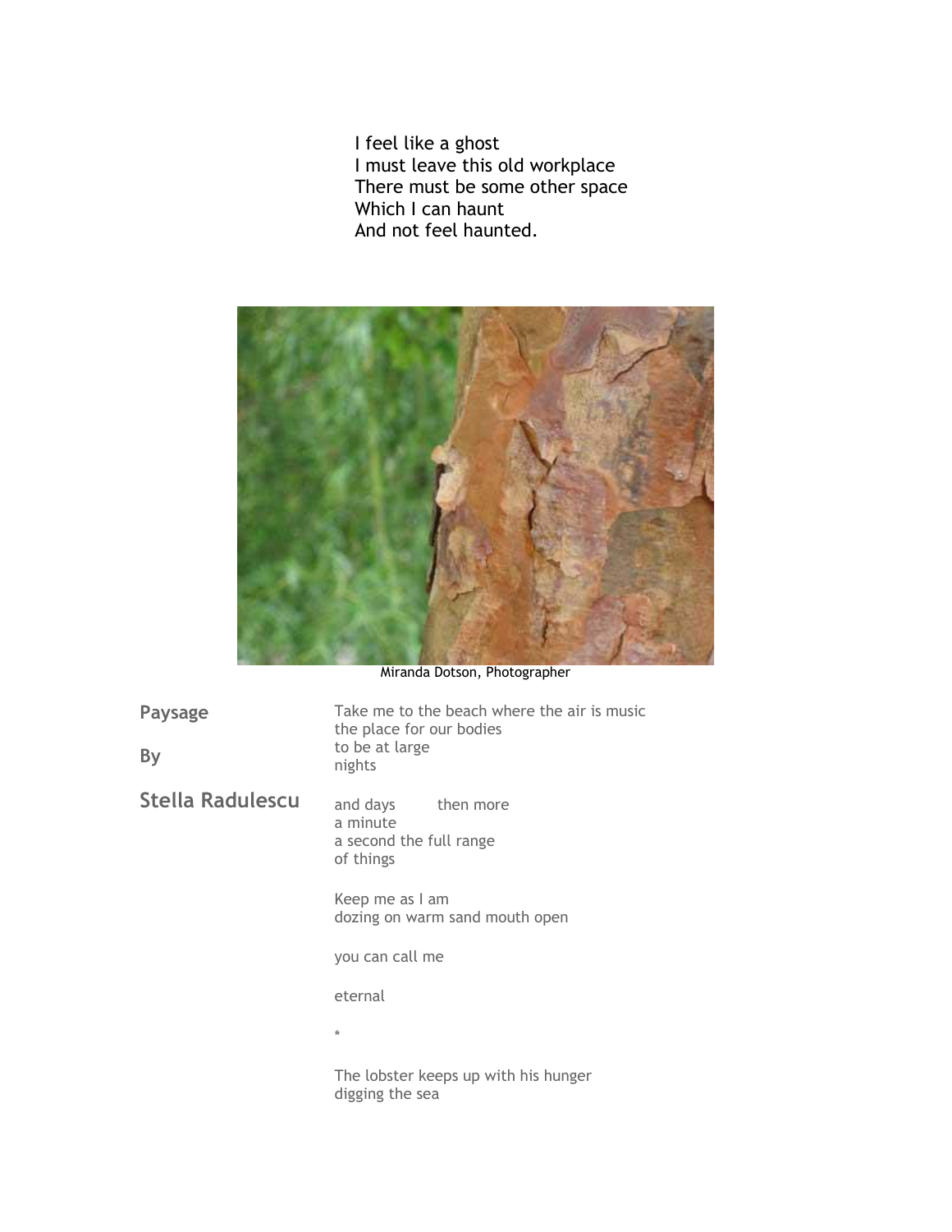I feel like a ghost
I must leave this old workplace
There must be some other space
Which I can haunt
And not feel haunted.

Miranda Dotson, Photographer

## Paysage

**By**

**Stella Radulescu**

Take me to the beach where the air is music
the place for our bodies
to be at large
nights

and days        then more
a minute
a second the full range
of things

Keep me as I am
dozing on warm sand mouth open

you can call me

eternal

*

The lobster keeps up with his hunger
digging the sea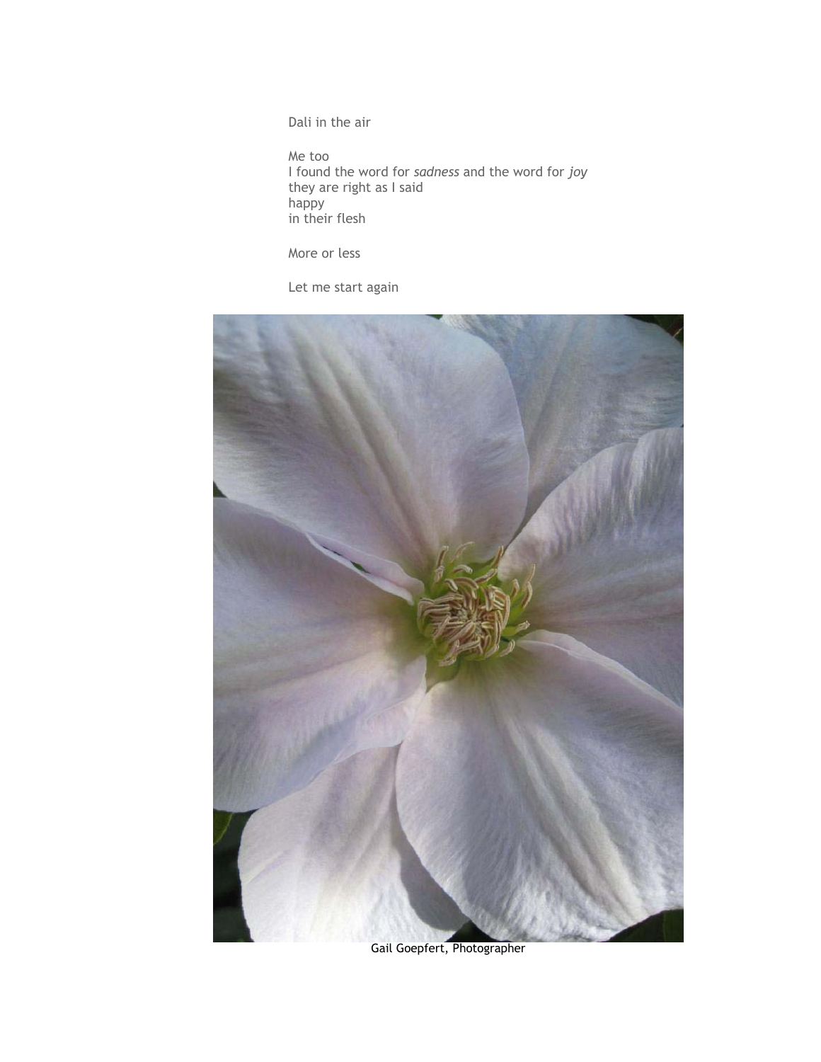Dali in the air

Me too
I found the word for *sadness* and the word for *joy*
they are right as I said
happy
in their flesh

More or less

Let me start again

Gail Goepfert, Photographer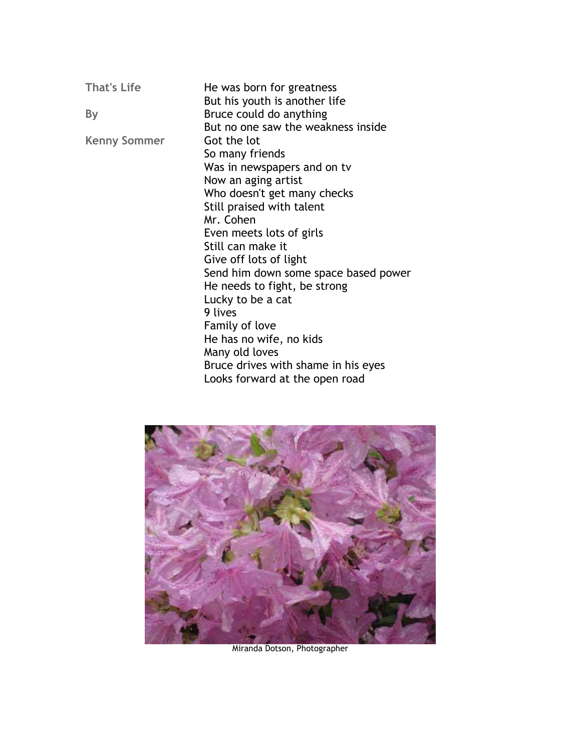## That's Life

**By**

**Kenny Sommer**

He was born for greatness
But his youth is another life
Bruce could do anything
But no one saw the weakness inside
Got the lot
So many friends
Was in newspapers and on tv
Now an aging artist
Who doesn't get many checks
Still praised with talent
Mr. Cohen
Even meets lots of girls
Still can make it
Give off lots of light
Send him down some space based power
He needs to fight, be strong
Lucky to be a cat
9 lives
Family of love
He has no wife, no kids
Many old loves
Bruce drives with shame in his eyes
Looks forward at the open road

Miranda Dotson, Photographer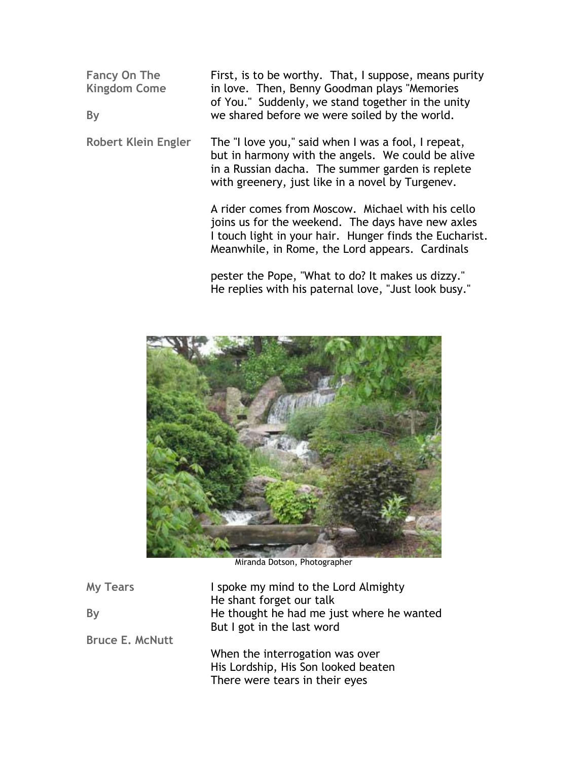## Fancy On The Kingdom Come

By

Robert Klein Engler

First, is to be worthy. That, I suppose, means purity
in love. Then, Benny Goodman plays "Memories
of You." Suddenly, we stand together in the unity
we shared before we were soiled by the world.

The "I love you," said when I was a fool, I repeat,
but in harmony with the angels. We could be alive
in a Russian dacha. The summer garden is replete
with greenery, just like in a novel by Turgenev.

A rider comes from Moscow. Michael with his cello
joins us for the weekend. The days have new axles
I touch light in your hair. Hunger finds the Eucharist.
Meanwhile, in Rome, the Lord appears. Cardinals

pester the Pope, "What to do? It makes us dizzy."
He replies with his paternal love, "Just look busy."

Miranda Dotson, Photographer

## My Tears

By

Bruce E. McNutt

I spoke my mind to the Lord Almighty
He shant forget our talk
He thought he had me just where he wanted
But I got in the last word

When the interrogation was over
His Lordship, His Son looked beaten
There were tears in their eyes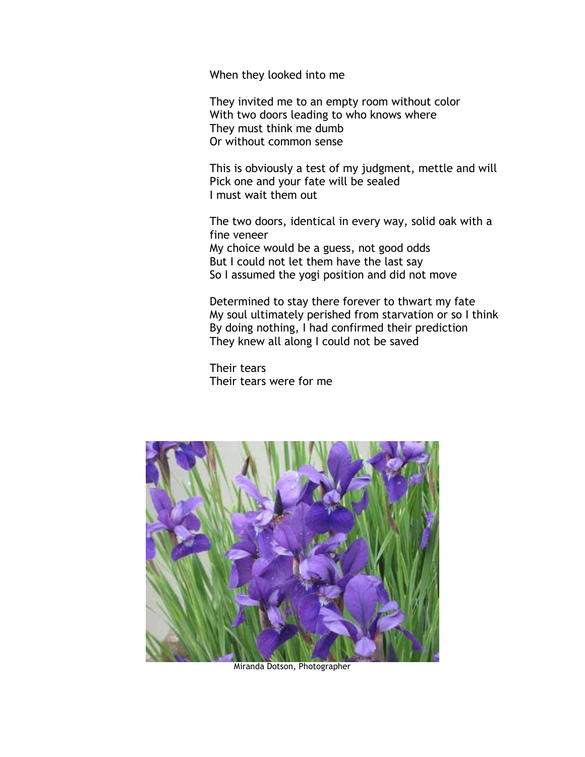When they looked into me

They invited me to an empty room without color
With two doors leading to who knows where
They must think me dumb
Or without common sense

This is obviously a test of my judgment, mettle and will
Pick one and your fate will be sealed
I must wait them out

The two doors, identical in every way, solid oak with a fine veneer
My choice would be a guess, not good odds
But I could not let them have the last say
So I assumed the yogi position and did not move

Determined to stay there forever to thwart my fate
My soul ultimately perished from starvation or so I think
By doing nothing, I had confirmed their prediction
They knew all along I could not be saved

Their tears
Their tears were for me

Miranda Dotson, Photographer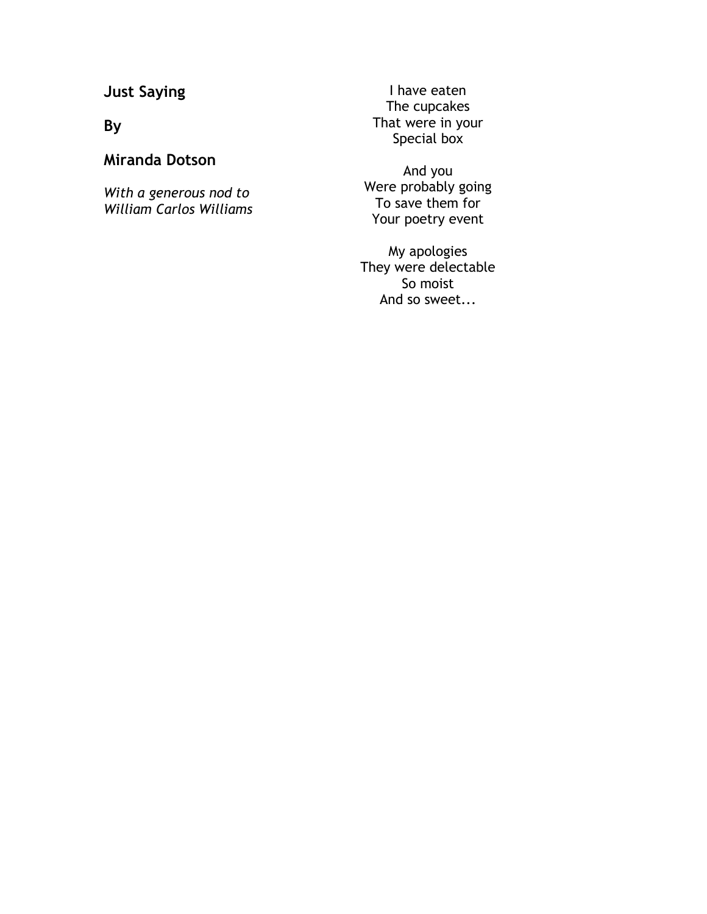**Just Saying**

**By**

**Miranda Dotson**

*With a generous nod to William Carlos Williams*

I have eaten
The cupcakes
That were in your
Special box

And you
Were probably going
To save them for
Your poetry event

My apologies
They were delectable
So moist
And so sweet...